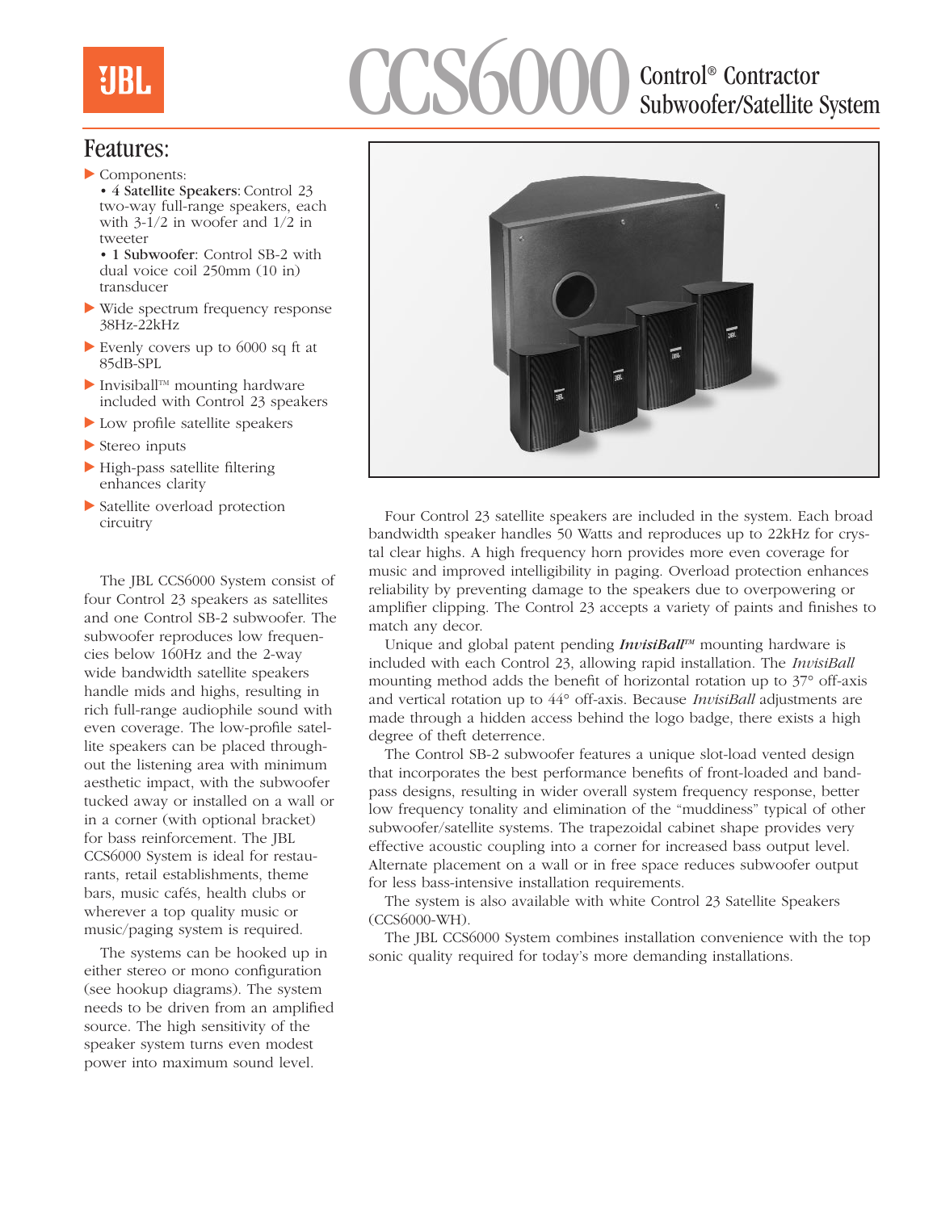# CCS6000 Control® Contractor Subwoofer/Satellite System

## Features:

- Components:
  - **4 Satellite Speakers:** Control 23 two-way full-range speakers, each with 3-1/2 in woofer and 1/2 in tweeter
  - **1 Subwoofer**: Control SB-2 with dual voice coil 250mm (10 in) transducer
- Wide spectrum frequency response 38Hz-22kHz
- Evenly covers up to 6000 sq ft at 85dB-SPL
- Invisiball™ mounting hardware included with Control 23 speakers
- Low profile satellite speakers
- Stereo inputs
- High-pass satellite filtering enhances clarity
- Satellite overload protection circuitry

The JBL CCS6000 System consist of four Control 23 speakers as satellites and one Control SB-2 subwoofer. The subwoofer reproduces low frequencies below 160Hz and the 2-way wide bandwidth satellite speakers handle mids and highs, resulting in rich full-range audiophile sound with even coverage. The low-profile satellite speakers can be placed throughout the listening area with minimum aesthetic impact, with the subwoofer tucked away or installed on a wall or in a corner (with optional bracket) for bass reinforcement. The JBL CCS6000 System is ideal for restaurants, retail establishments, theme bars, music cafés, health clubs or wherever a top quality music or music/paging system is required.

The systems can be hooked up in either stereo or mono configuration (see hookup diagrams). The system needs to be driven from an amplified source. The high sensitivity of the speaker system turns even modest power into maximum sound level.

Four Control 23 satellite speakers are included in the system. Each broad bandwidth speaker handles 50 Watts and reproduces up to 22kHz for crystal clear highs. A high frequency horn provides more even coverage for music and improved intelligibility in paging. Overload protection enhances reliability by preventing damage to the speakers due to overpowering or amplifier clipping. The Control 23 accepts a variety of paints and finishes to match any decor.

Unique and global patent pending ***InvisiBall***™ mounting hardware is included with each Control 23, allowing rapid installation. The *InvisiBall* mounting method adds the benefit of horizontal rotation up to 37° off-axis and vertical rotation up to 44° off-axis. Because *InvisiBall* adjustments are made through a hidden access behind the logo badge, there exists a high degree of theft deterrence.

The Control SB-2 subwoofer features a unique slot-load vented design that incorporates the best performance benefits of front-loaded and band-pass designs, resulting in wider overall system frequency response, better low frequency tonality and elimination of the "muddiness" typical of other subwoofer/satellite systems. The trapezoidal cabinet shape provides very effective acoustic coupling into a corner for increased bass output level. Alternate placement on a wall or in free space reduces subwoofer output for less bass-intensive installation requirements.

The system is also available with white Control 23 Satellite Speakers (CCS6000-WH).

The JBL CCS6000 System combines installation convenience with the top sonic quality required for today's more demanding installations.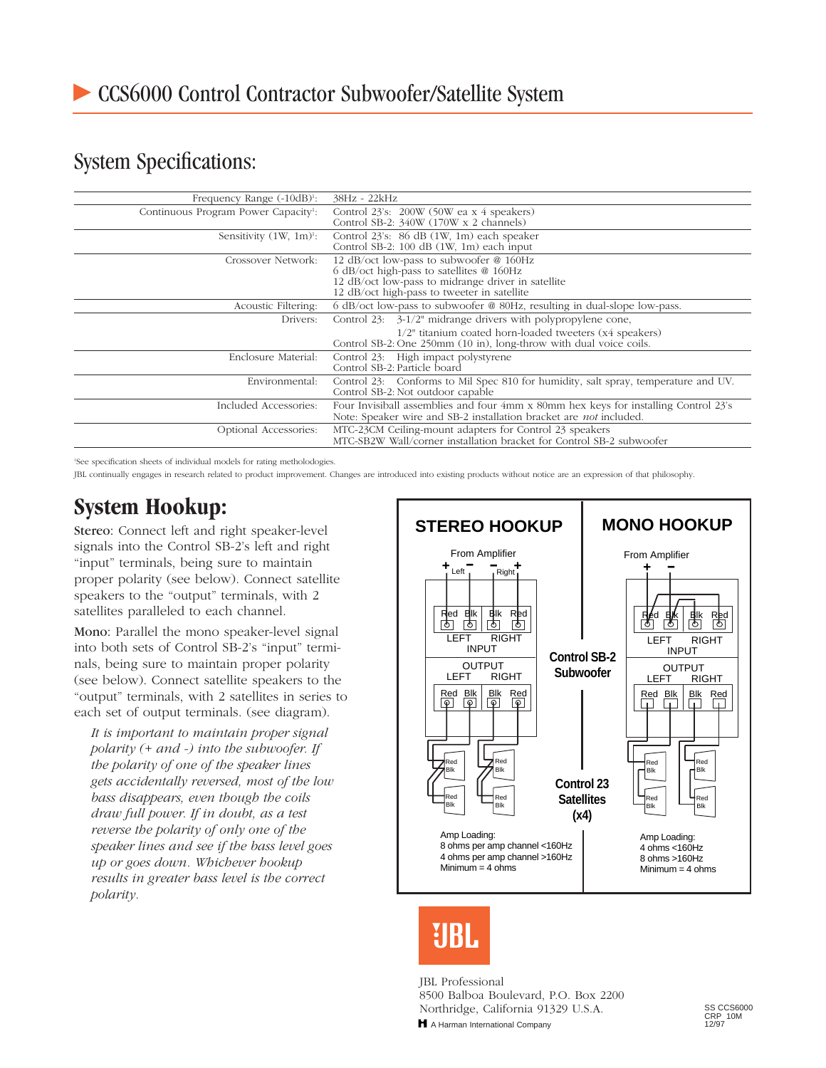# CCS6000 Control Contractor Subwoofer/Satellite System

## System Specifications:

| | |
|---|---|
| Frequency Range (-10dB)[1]: | 38Hz - 22kHz |
| Continuous Program Power Capacity[1]: | Control 23's: 200W (50W ea x 4 speakers)<br>Control SB-2: 340W (170W x 2 channels) |
| Sensitivity (1W, 1m)[1]: | Control 23's: 86 dB (1W, 1m) each speaker<br>Control SB-2: 100 dB (1W, 1m) each input |
| Crossover Network: | 12 dB/oct low-pass to subwoofer @ 160Hz<br>6 dB/oct high-pass to satellites @ 160Hz<br>12 dB/oct low-pass to midrange driver in satellite<br>12 dB/oct high-pass to tweeter in satellite |
| Acoustic Filtering: | 6 dB/oct low-pass to subwoofer @ 80Hz, resulting in dual-slope low-pass. |
| Drivers: | Control 23: 3-1/2" midrange drivers with polypropylene cone,<br>1/2" titanium coated horn-loaded tweeters (x4 speakers)<br>Control SB-2: One 250mm (10 in), long-throw with dual voice coils. |
| Enclosure Material: | Control 23: High impact polystyrene<br>Control SB-2: Particle board |
| Environmental: | Control 23: Conforms to Mil Spec 810 for humidity, salt spray, temperature and UV.<br>Control SB-2: Not outdoor capable |
| Included Accessories: | Four Invisiball assemblies and four 4mm x 80mm hex keys for installing Control 23's<br>Note: Speaker wire and SB-2 installation bracket are *not* included. |
| Optional Accessories: | MTC-23CM Ceiling-mount adapters for Control 23 speakers<br>MTC-SB2W Wall/corner installation bracket for Control SB-2 subwoofer |

[1]See specification sheets of individual models for rating methodologies.

JBL continually engages in research related to product improvement. Changes are introduced into existing products without notice are an expression of that philosophy.

## System Hookup:

**Stereo:** Connect left and right speaker-level signals into the Control SB-2's left and right "input" terminals, being sure to maintain proper polarity (see below). Connect satellite speakers to the "output" terminals, with 2 satellites paralleled to each channel.

**Mono:** Parallel the mono speaker-level signal into both sets of Control SB-2's "input" terminals, being sure to maintain proper polarity (see below). Connect satellite speakers to the "output" terminals, with 2 satellites in series to each set of output terminals. (see diagram).

*It is important to maintain proper signal polarity (+ and -) into the subwoofer. If the polarity of one of the speaker lines gets accidentally reversed, most of the low bass disappears, even though the coils draw full power. If in doubt, as a test reverse the polarity of only one of the speaker lines and see if the bass level goes up or goes down. Whichever hookup results in greater bass level is the correct polarity.*

STEREO HOOKUP

From Amplifier

\+ Left − − Right +

Red Blk Blk Red

LEFT RIGHT

INPUT

OUTPUT

LEFT RIGHT

Red Blk Blk Red

Amp Loading:
8 ohms per amp channel <160Hz
4 ohms per amp channel >160Hz
Minimum = 4 ohms

Control SB-2 Subwoofer

Control 23 Satellites (x4)

MONO HOOKUP

From Amplifier

\+ −

Red Blk Blk Red

LEFT RIGHT

INPUT

OUTPUT

LEFT RIGHT

Red Blk Blk Red

Amp Loading:
4 ohms <160Hz
8 ohms >160Hz
Minimum = 4 ohms

JBL

JBL Professional
8500 Balboa Boulevard, P.O. Box 2200
Northridge, California 91329 U.S.A.

A Harman International Company

SS CCS6000
CRP 10M
12/97